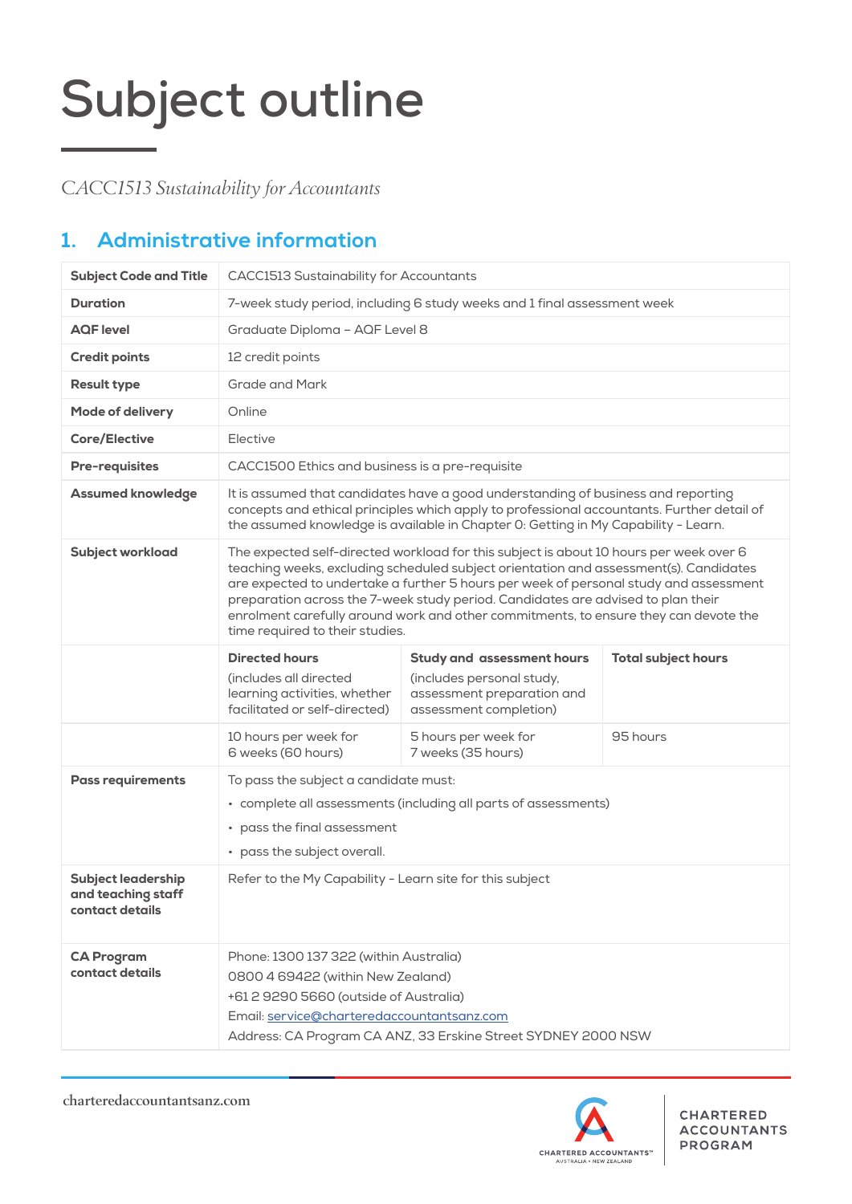# Subject outline

*CACC1513 Sustainability for Accountants*

## 1. Administrative information

| | | | |
|---|---|---|---|
| **Subject Code and Title** | CACC1513 Sustainability for Accountants | | |
| **Duration** | 7-week study period, including 6 study weeks and 1 final assessment week | | |
| **AQF level** | Graduate Diploma – AQF Level 8 | | |
| **Credit points** | 12 credit points | | |
| **Result type** | Grade and Mark | | |
| **Mode of delivery** | Online | | |
| **Core/Elective** | Elective | | |
| **Pre-requisites** | CACC1500 Ethics and business is a pre-requisite | | |
| **Assumed knowledge** | It is assumed that candidates have a good understanding of business and reporting concepts and ethical principles which apply to professional accountants. Further detail of the assumed knowledge is available in Chapter 0: Getting in My Capability – Learn. | | |
| **Subject workload** | The expected self-directed workload for this subject is about 10 hours per week over 6 teaching weeks, excluding scheduled subject orientation and assessment(s). Candidates are expected to undertake a further 5 hours per week of personal study and assessment preparation across the 7-week study period. Candidates are advised to plan their enrolment carefully around work and other commitments, to ensure they can devote the time required to their studies. | | |
| | **Directed hours** (includes all directed learning activities, whether facilitated or self-directed) | **Study and assessment hours** (includes personal study, assessment preparation and assessment completion) | **Total subject hours** |
| | 10 hours per week for 6 weeks (60 hours) | 5 hours per week for 7 weeks (35 hours) | 95 hours |
| **Pass requirements** | To pass the subject a candidate must:<br>• complete all assessments (including all parts of assessments)<br>• pass the final assessment<br>• pass the subject overall. | | |
| **Subject leadership and teaching staff contact details** | Refer to the My Capability – Learn site for this subject | | |
| **CA Program contact details** | Phone: 1300 137 322 (within Australia)<br>0800 4 69422 (within New Zealand)<br>+61 2 9290 5660 (outside of Australia)<br>Email: service@charteredaccountantsanz.com<br>Address: CA Program CA ANZ, 33 Erskine Street SYDNEY 2000 NSW | | |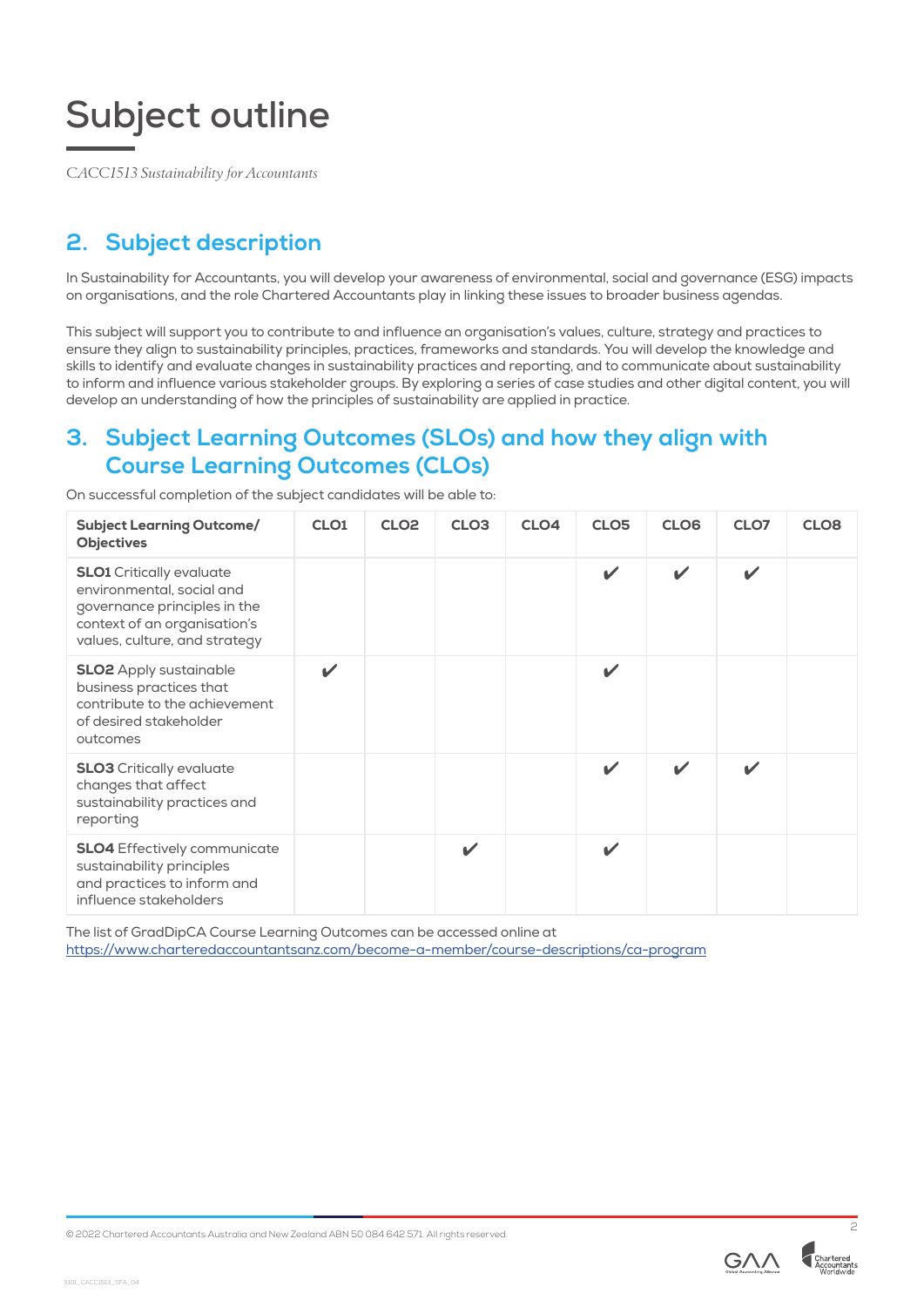# Subject outline

*CACC1513 Sustainability for Accountants*

## 2. Subject description

In Sustainability for Accountants, you will develop your awareness of environmental, social and governance (ESG) impacts on organisations, and the role Chartered Accountants play in linking these issues to broader business agendas.

This subject will support you to contribute to and influence an organisation's values, culture, strategy and practices to ensure they align to sustainability principles, practices, frameworks and standards. You will develop the knowledge and skills to identify and evaluate changes in sustainability practices and reporting, and to communicate about sustainability to inform and influence various stakeholder groups. By exploring a series of case studies and other digital content, you will develop an understanding of how the principles of sustainability are applied in practice.

## 3. Subject Learning Outcomes (SLOs) and how they align with Course Learning Outcomes (CLOs)

On successful completion of the subject candidates will be able to:

| Subject Learning Outcome/ Objectives | CLO1 | CLO2 | CLO3 | CLO4 | CLO5 | CLO6 | CLO7 | CLO8 |
|---|---|---|---|---|---|---|---|---|
| **SLO1** Critically evaluate environmental, social and governance principles in the context of an organisation's values, culture, and strategy | | | | | ✔ | ✔ | ✔ | |
| **SLO2** Apply sustainable business practices that contribute to the achievement of desired stakeholder outcomes | ✔ | | | | ✔ | | | |
| **SLO3** Critically evaluate changes that affect sustainability practices and reporting | | | | | ✔ | ✔ | ✔ | |
| **SLO4** Effectively communicate sustainability principles and practices to inform and influence stakeholders | | | ✔ | | ✔ | | | |

The list of GradDipCA Course Learning Outcomes can be accessed online at https://www.charteredaccountantsanz.com/become-a-member/course-descriptions/ca-program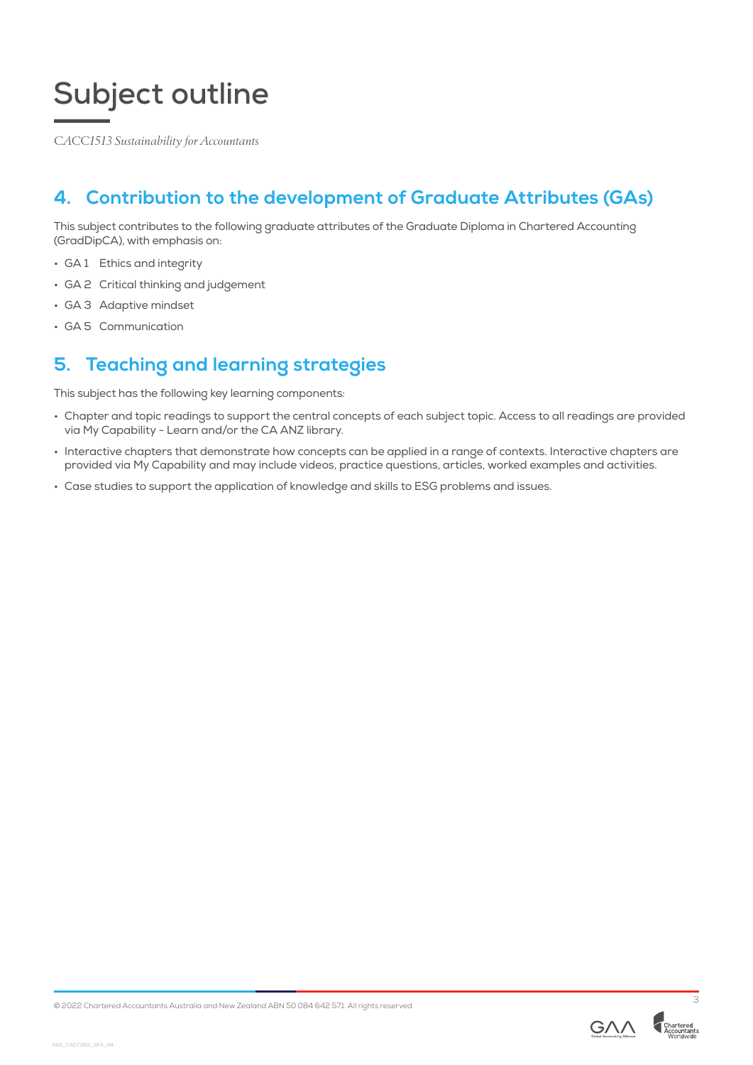# Subject outline

*CACC1513 Sustainability for Accountants*

## 4. Contribution to the development of Graduate Attributes (GAs)

This subject contributes to the following graduate attributes of the Graduate Diploma in Chartered Accounting (GradDipCA), with emphasis on:

- GA 1 Ethics and integrity
- GA 2 Critical thinking and judgement
- GA 3 Adaptive mindset
- GA 5 Communication

## 5. Teaching and learning strategies

This subject has the following key learning components:

- Chapter and topic readings to support the central concepts of each subject topic. Access to all readings are provided via My Capability - Learn and/or the CA ANZ library.
- Interactive chapters that demonstrate how concepts can be applied in a range of contexts. Interactive chapters are provided via My Capability and may include videos, practice questions, articles, worked examples and activities.
- Case studies to support the application of knowledge and skills to ESG problems and issues.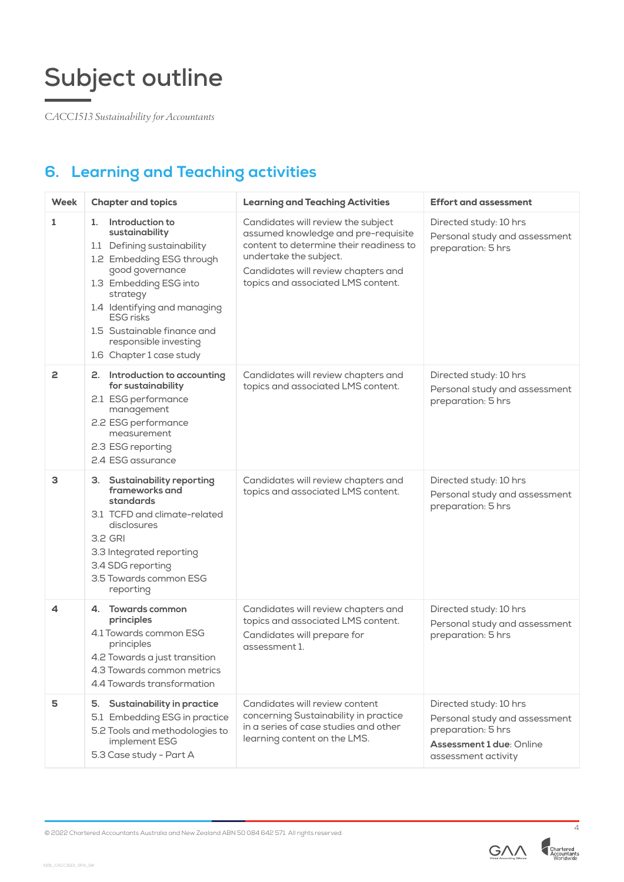# Subject outline

*CACC1513 Sustainability for Accountants*

## 6. Learning and Teaching activities

| Week | Chapter and topics | Learning and Teaching Activities | Effort and assessment |
|---|---|---|---|
| 1 | **1. Introduction to sustainability**<br>1.1 Defining sustainability<br>1.2 Embedding ESG through good governance<br>1.3 Embedding ESG into strategy<br>1.4 Identifying and managing ESG risks<br>1.5 Sustainable finance and responsible investing<br>1.6 Chapter 1 case study | Candidates will review the subject assumed knowledge and pre-requisite content to determine their readiness to undertake the subject.<br>Candidates will review chapters and topics and associated LMS content. | Directed study: 10 hrs<br>Personal study and assessment preparation: 5 hrs |
| 2 | **2. Introduction to accounting for sustainability**<br>2.1 ESG performance management<br>2.2 ESG performance measurement<br>2.3 ESG reporting<br>2.4 ESG assurance | Candidates will review chapters and topics and associated LMS content. | Directed study: 10 hrs<br>Personal study and assessment preparation: 5 hrs |
| 3 | **3. Sustainability reporting frameworks and standards**<br>3.1 TCFD and climate-related disclosures<br>3.2 GRI<br>3.3 Integrated reporting<br>3.4 SDG reporting<br>3.5 Towards common ESG reporting | Candidates will review chapters and topics and associated LMS content. | Directed study: 10 hrs<br>Personal study and assessment preparation: 5 hrs |
| 4 | **4. Towards common principles**<br>4.1 Towards common ESG principles<br>4.2 Towards a just transition<br>4.3 Towards common metrics<br>4.4 Towards transformation | Candidates will review chapters and topics and associated LMS content.<br>Candidates will prepare for assessment 1. | Directed study: 10 hrs<br>Personal study and assessment preparation: 5 hrs |
| 5 | **5. Sustainability in practice**<br>5.1 Embedding ESG in practice<br>5.2 Tools and methodologies to implement ESG<br>5.3 Case study - Part A | Candidates will review content concerning Sustainability in practice in a series of case studies and other learning content on the LMS. | Directed study: 10 hrs<br>Personal study and assessment preparation: 5 hrs<br>**Assessment 1 due**: Online assessment activity |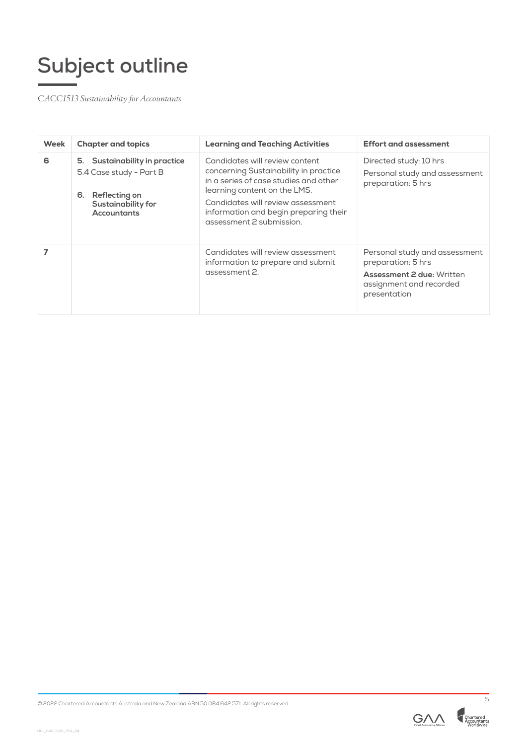# Subject outline

*CACC1513 Sustainability for Accountants*

| Week | Chapter and topics | Learning and Teaching Activities | Effort and assessment |
|---|---|---|---|
| **6** | **5. Sustainability in practice**<br>5.4 Case study - Part B<br><br>**6. Reflecting on Sustainability for Accountants** | Candidates will review content concerning Sustainability in practice in a series of case studies and other learning content on the LMS.<br>Candidates will review assessment information and begin preparing their assessment 2 submission. | Directed study: 10 hrs<br>Personal study and assessment preparation: 5 hrs |
| **7** | | Candidates will review assessment information to prepare and submit assessment 2. | Personal study and assessment preparation: 5 hrs<br>**Assessment 2 due:** Written assignment and recorded presentation |

© 2022 Chartered Accountants Australia and New Zealand ABN 50 084 642 571. All rights reserved.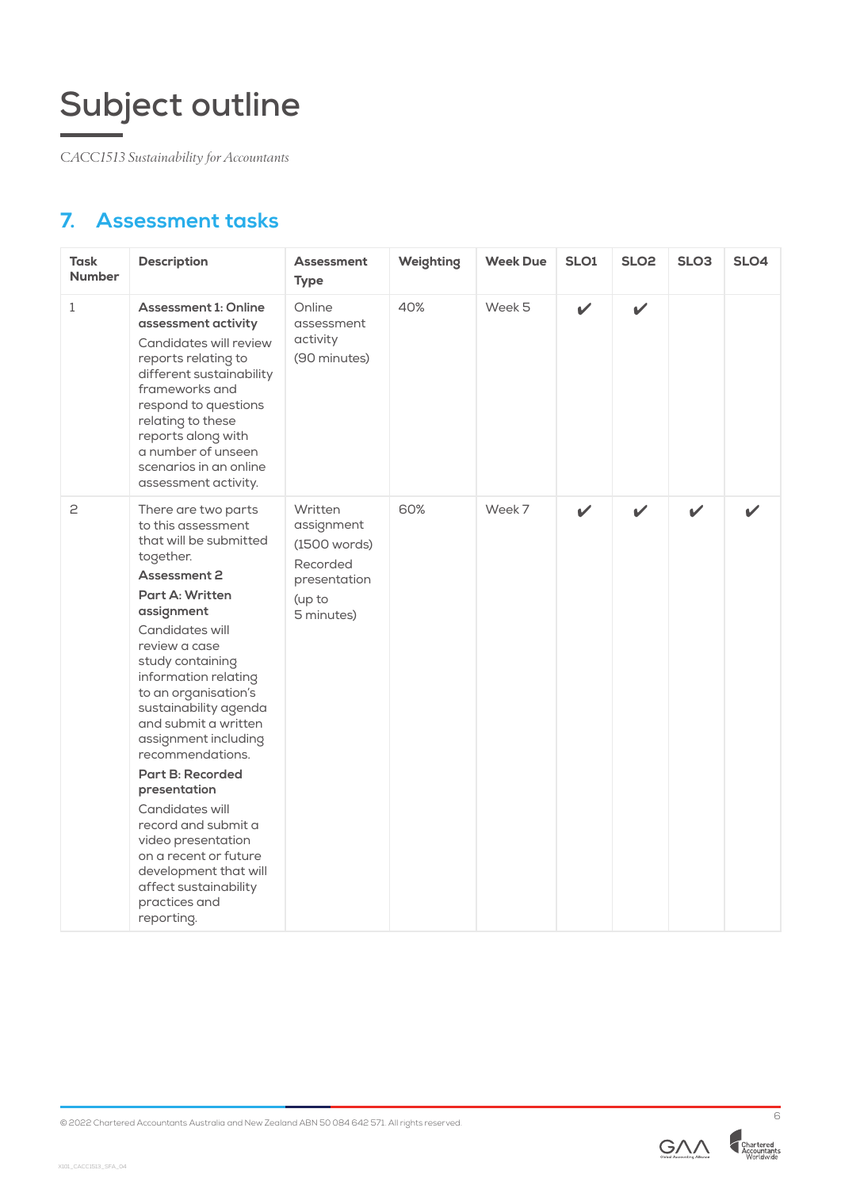# Subject outline

*CACC1513 Sustainability for Accountants*

## 7. Assessment tasks

| Task Number | Description | Assessment Type | Weighting | Week Due | SLO1 | SLO2 | SLO3 | SLO4 |
|---|---|---|---|---|---|---|---|---|
| 1 | **Assessment 1: Online assessment activity**<br>Candidates will review reports relating to different sustainability frameworks and respond to questions relating to these reports along with a number of unseen scenarios in an online assessment activity. | Online assessment activity<br>(90 minutes) | 40% | Week 5 | ✔ | ✔ | | |
| 2 | There are two parts to this assessment that will be submitted together.<br>**Assessment 2**<br>**Part A: Written assignment**<br>Candidates will review a case study containing information relating to an organisation's sustainability agenda and submit a written assignment including recommendations.<br>**Part B: Recorded presentation**<br>Candidates will record and submit a video presentation on a recent or future development that will affect sustainability practices and reporting. | Written assignment<br>(1500 words)<br>Recorded presentation<br>(up to 5 minutes) | 60% | Week 7 | ✔ | ✔ | ✔ | ✔ |

© 2022 Chartered Accountants Australia and New Zealand ABN 50 084 642 571. All rights reserved.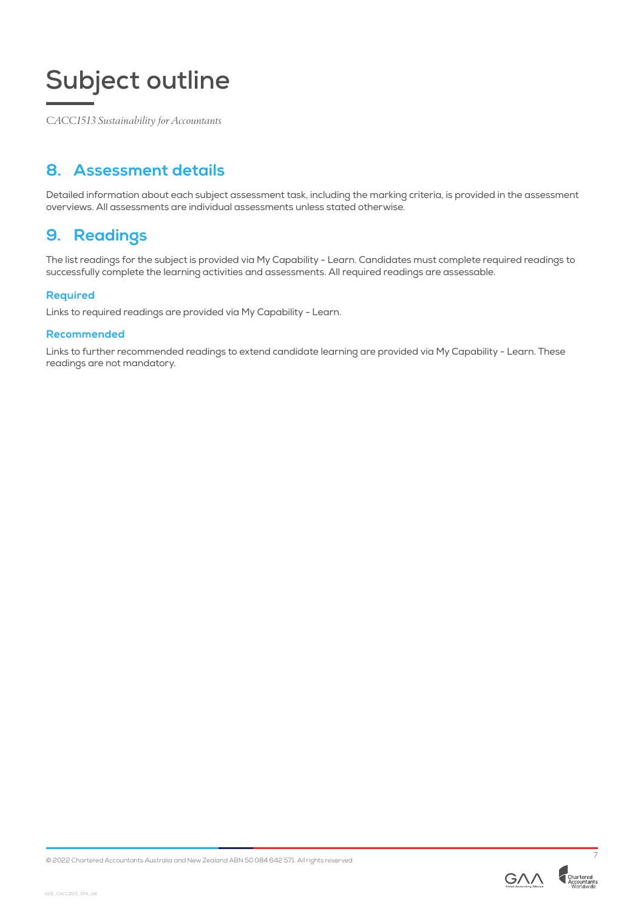# Subject outline

*CACC1513 Sustainability for Accountants*

## 8. Assessment details

Detailed information about each subject assessment task, including the marking criteria, is provided in the assessment overviews. All assessments are individual assessments unless stated otherwise.

## 9. Readings

The list readings for the subject is provided via My Capability - Learn. Candidates must complete required readings to successfully complete the learning activities and assessments. All required readings are assessable.

### Required

Links to required readings are provided via My Capability - Learn.

### Recommended

Links to further recommended readings to extend candidate learning are provided via My Capability - Learn. These readings are not mandatory.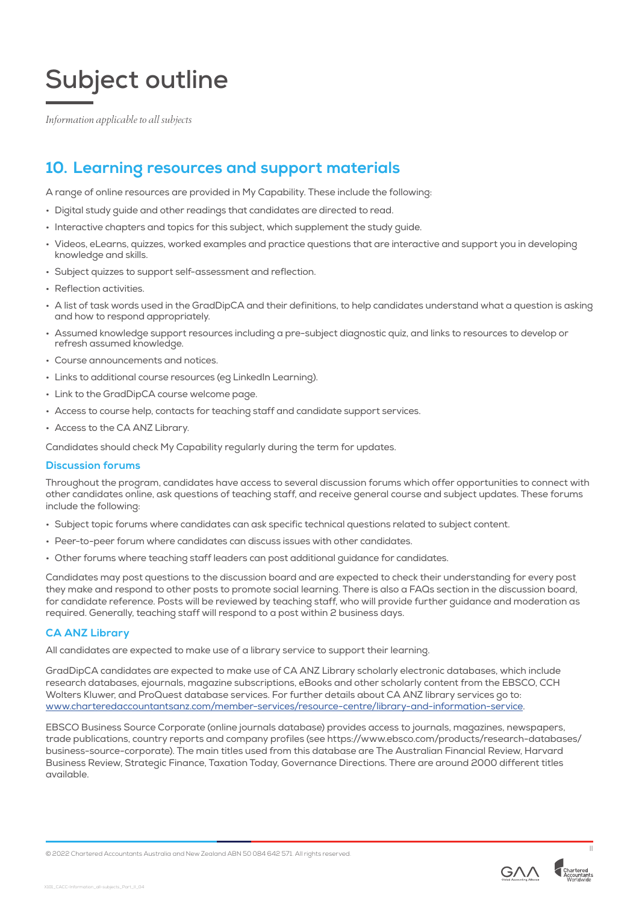# Subject outline

*Information applicable to all subjects*

## 10. Learning resources and support materials

A range of online resources are provided in My Capability. These include the following:

- Digital study guide and other readings that candidates are directed to read.
- Interactive chapters and topics for this subject, which supplement the study guide.
- Videos, eLearns, quizzes, worked examples and practice questions that are interactive and support you in developing knowledge and skills.
- Subject quizzes to support self-assessment and reflection.
- Reflection activities.
- A list of task words used in the GradDipCA and their definitions, to help candidates understand what a question is asking and how to respond appropriately.
- Assumed knowledge support resources including a pre-subject diagnostic quiz, and links to resources to develop or refresh assumed knowledge.
- Course announcements and notices.
- Links to additional course resources (eg LinkedIn Learning).
- Link to the GradDipCA course welcome page.
- Access to course help, contacts for teaching staff and candidate support services.
- Access to the CA ANZ Library.

Candidates should check My Capability regularly during the term for updates.

### Discussion forums

Throughout the program, candidates have access to several discussion forums which offer opportunities to connect with other candidates online, ask questions of teaching staff, and receive general course and subject updates. These forums include the following:

- Subject topic forums where candidates can ask specific technical questions related to subject content.
- Peer-to-peer forum where candidates can discuss issues with other candidates.
- Other forums where teaching staff leaders can post additional guidance for candidates.

Candidates may post questions to the discussion board and are expected to check their understanding for every post they make and respond to other posts to promote social learning. There is also a FAQs section in the discussion board, for candidate reference. Posts will be reviewed by teaching staff, who will provide further guidance and moderation as required. Generally, teaching staff will respond to a post within 2 business days.

### CA ANZ Library

All candidates are expected to make use of a library service to support their learning.

GradDipCA candidates are expected to make use of CA ANZ Library scholarly electronic databases, which include research databases, ejournals, magazine subscriptions, eBooks and other scholarly content from the EBSCO, CCH Wolters Kluwer, and ProQuest database services. For further details about CA ANZ library services go to: www.charteredaccountantsanz.com/member-services/resource-centre/library-and-information-service.

EBSCO Business Source Corporate (online journals database) provides access to journals, magazines, newspapers, trade publications, country reports and company profiles (see https://www.ebsco.com/products/research-databases/business-source-corporate). The main titles used from this database are The Australian Financial Review, Harvard Business Review, Strategic Finance, Taxation Today, Governance Directions. There are around 2000 different titles available.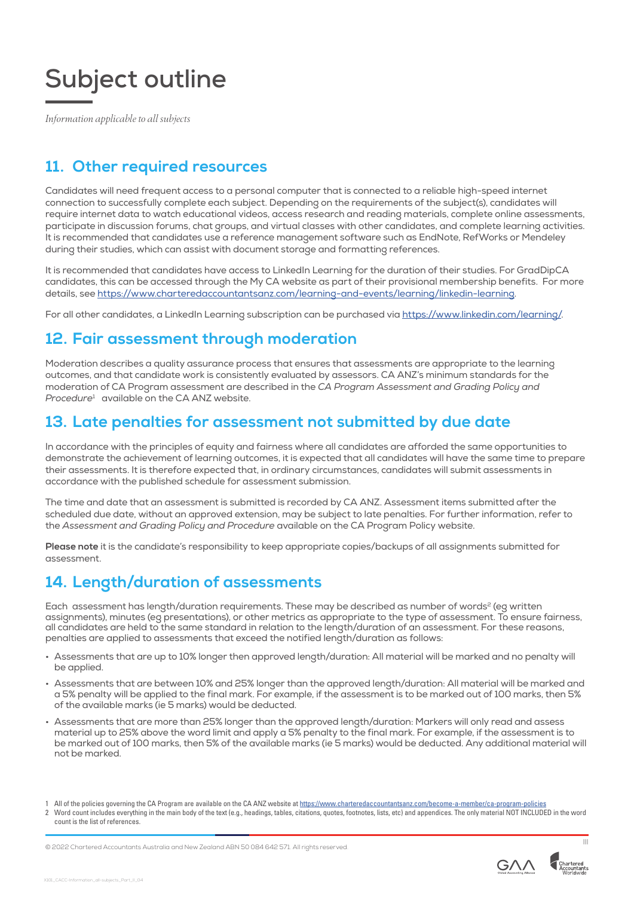# Subject outline

*Information applicable to all subjects*

## 11. Other required resources

Candidates will need frequent access to a personal computer that is connected to a reliable high-speed internet connection to successfully complete each subject. Depending on the requirements of the subject(s), candidates will require internet data to watch educational videos, access research and reading materials, complete online assessments, participate in discussion forums, chat groups, and virtual classes with other candidates, and complete learning activities. It is recommended that candidates use a reference management software such as EndNote, RefWorks or Mendeley during their studies, which can assist with document storage and formatting references.

It is recommended that candidates have access to LinkedIn Learning for the duration of their studies. For GradDipCA candidates, this can be accessed through the My CA website as part of their provisional membership benefits. For more details, see https://www.charteredaccountantsanz.com/learning-and-events/learning/linkedin-learning.

For all other candidates, a LinkedIn Learning subscription can be purchased via https://www.linkedin.com/learning/.

## 12. Fair assessment through moderation

Moderation describes a quality assurance process that ensures that assessments are appropriate to the learning outcomes, and that candidate work is consistently evaluated by assessors. CA ANZ's minimum standards for the moderation of CA Program assessment are described in the *CA Program Assessment and Grading Policy and Procedure*[1] available on the CA ANZ website.

## 13. Late penalties for assessment not submitted by due date

In accordance with the principles of equity and fairness where all candidates are afforded the same opportunities to demonstrate the achievement of learning outcomes, it is expected that all candidates will have the same time to prepare their assessments. It is therefore expected that, in ordinary circumstances, candidates will submit assessments in accordance with the published schedule for assessment submission.

The time and date that an assessment is submitted is recorded by CA ANZ. Assessment items submitted after the scheduled due date, without an approved extension, may be subject to late penalties. For further information, refer to the *Assessment and Grading Policy and Procedure* available on the CA Program Policy website.

**Please note** it is the candidate's responsibility to keep appropriate copies/backups of all assignments submitted for assessment.

## 14. Length/duration of assessments

Each assessment has length/duration requirements. These may be described as number of words[2] (eg written assignments), minutes (eg presentations), or other metrics as appropriate to the type of assessment. To ensure fairness, all candidates are held to the same standard in relation to the length/duration of an assessment. For these reasons, penalties are applied to assessments that exceed the notified length/duration as follows:

- Assessments that are up to 10% longer then approved length/duration: All material will be marked and no penalty will be applied.
- Assessments that are between 10% and 25% longer than the approved length/duration: All material will be marked and a 5% penalty will be applied to the final mark. For example, if the assessment is to be marked out of 100 marks, then 5% of the available marks (ie 5 marks) would be deducted.
- Assessments that are more than 25% longer than the approved length/duration: Markers will only read and assess material up to 25% above the word limit and apply a 5% penalty to the final mark. For example, if the assessment is to be marked out of 100 marks, then 5% of the available marks (ie 5 marks) would be deducted. Any additional material will not be marked.

1 All of the policies governing the CA Program are available on the CA ANZ website at https://www.charteredaccountantsanz.com/become-a-member/ca-program-policies

2 Word count includes everything in the main body of the text (e.g., headings, tables, citations, quotes, footnotes, lists, etc) and appendices. The only material NOT INCLUDED in the word count is the list of references.

© 2022 Chartered Accountants Australia and New Zealand ABN 50 084 642 571. All rights reserved.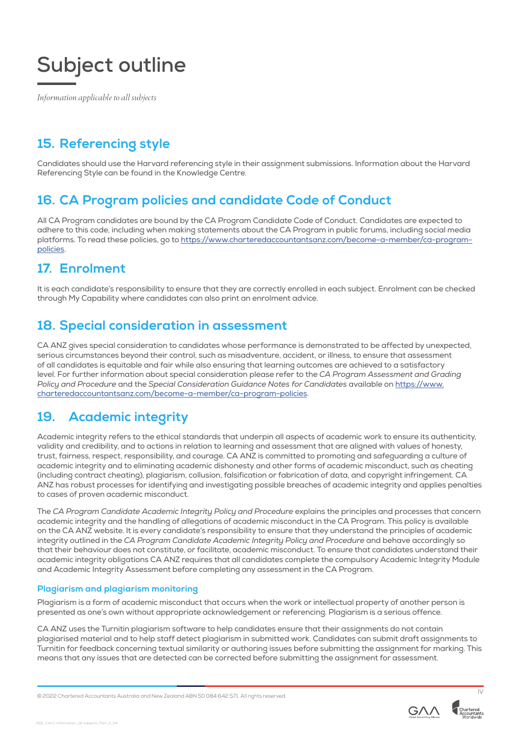# Subject outline

*Information applicable to all subjects*

## 15. Referencing style

Candidates should use the Harvard referencing style in their assignment submissions. Information about the Harvard Referencing Style can be found in the Knowledge Centre.

## 16. CA Program policies and candidate Code of Conduct

All CA Program candidates are bound by the CA Program Candidate Code of Conduct. Candidates are expected to adhere to this code, including when making statements about the CA Program in public forums, including social media platforms. To read these policies, go to https://www.charteredaccountantsanz.com/become-a-member/ca-program-policies.

## 17. Enrolment

It is each candidate's responsibility to ensure that they are correctly enrolled in each subject. Enrolment can be checked through My Capability where candidates can also print an enrolment advice.

## 18. Special consideration in assessment

CA ANZ gives special consideration to candidates whose performance is demonstrated to be affected by unexpected, serious circumstances beyond their control, such as misadventure, accident, or illness, to ensure that assessment of all candidates is equitable and fair while also ensuring that learning outcomes are achieved to a satisfactory level. For further information about special consideration please refer to the *CA Program Assessment and Grading Policy and Procedure* and the *Special Consideration Guidance Notes for Candidates* available on https://www.charteredaccountantsanz.com/become-a-member/ca-program-policies.

## 19. Academic integrity

Academic integrity refers to the ethical standards that underpin all aspects of academic work to ensure its authenticity, validity and credibility, and to actions in relation to learning and assessment that are aligned with values of honesty, trust, fairness, respect, responsibility, and courage. CA ANZ is committed to promoting and safeguarding a culture of academic integrity and to eliminating academic dishonesty and other forms of academic misconduct, such as cheating (including contract cheating), plagiarism, collusion, falsification or fabrication of data, and copyright infringement. CA ANZ has robust processes for identifying and investigating possible breaches of academic integrity and applies penalties to cases of proven academic misconduct.

The *CA Program Candidate Academic Integrity Policy and Procedure* explains the principles and processes that concern academic integrity and the handling of allegations of academic misconduct in the CA Program. This policy is available on the CA ANZ website. It is every candidate's responsibility to ensure that they understand the principles of academic integrity outlined in the *CA Program Candidate Academic Integrity Policy and Procedure* and behave accordingly so that their behaviour does not constitute, or facilitate, academic misconduct. To ensure that candidates understand their academic integrity obligations CA ANZ requires that all candidates complete the compulsory Academic Integrity Module and Academic Integrity Assessment before completing any assessment in the CA Program.

### Plagiarism and plagiarism monitoring

Plagiarism is a form of academic misconduct that occurs when the work or intellectual property of another person is presented as one's own without appropriate acknowledgement or referencing. Plagiarism is a serious offence.

CA ANZ uses the Turnitin plagiarism software to help candidates ensure that their assignments do not contain plagiarised material and to help staff detect plagiarism in submitted work. Candidates can submit draft assignments to Turnitin for feedback concerning textual similarity or authoring issues before submitting the assignment for marking. This means that any issues that are detected can be corrected before submitting the assignment for assessment.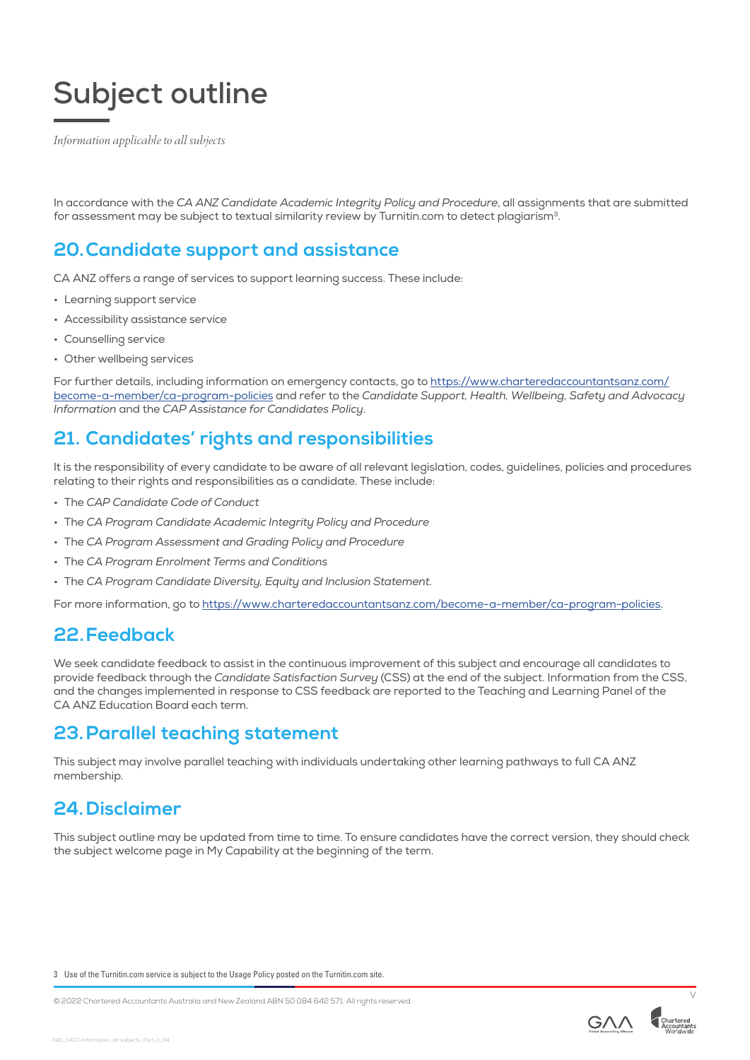# Subject outline

*Information applicable to all subjects*

In accordance with the *CA ANZ Candidate Academic Integrity Policy and Procedure*, all assignments that are submitted for assessment may be subject to textual similarity review by Turnitin.com to detect plagiarism[3].

## 20. Candidate support and assistance

CA ANZ offers a range of services to support learning success. These include:

- Learning support service
- Accessibility assistance service
- Counselling service
- Other wellbeing services

For further details, including information on emergency contacts, go to https://www.charteredaccountantsanz.com/become-a-member/ca-program-policies and refer to the *Candidate Support, Health, Wellbeing, Safety and Advocacy Information* and the *CAP Assistance for Candidates Policy*.

## 21. Candidates' rights and responsibilities

It is the responsibility of every candidate to be aware of all relevant legislation, codes, guidelines, policies and procedures relating to their rights and responsibilities as a candidate. These include:

- The *CAP Candidate Code of Conduct*
- The *CA Program Candidate Academic Integrity Policy and Procedure*
- The *CA Program Assessment and Grading Policy and Procedure*
- The *CA Program Enrolment Terms and Conditions*
- The *CA Program Candidate Diversity, Equity and Inclusion Statement*.

For more information, go to https://www.charteredaccountantsanz.com/become-a-member/ca-program-policies.

## 22. Feedback

We seek candidate feedback to assist in the continuous improvement of this subject and encourage all candidates to provide feedback through the *Candidate Satisfaction Survey* (CSS) at the end of the subject. Information from the CSS, and the changes implemented in response to CSS feedback are reported to the Teaching and Learning Panel of the CA ANZ Education Board each term.

## 23. Parallel teaching statement

This subject may involve parallel teaching with individuals undertaking other learning pathways to full CA ANZ membership.

## 24. Disclaimer

This subject outline may be updated from time to time. To ensure candidates have the correct version, they should check the subject welcome page in My Capability at the beginning of the term.

3 Use of the Turnitin.com service is subject to the Usage Policy posted on the Turnitin.com site.

© 2022 Chartered Accountants Australia and New Zealand ABN 50 084 642 571. All rights reserved.